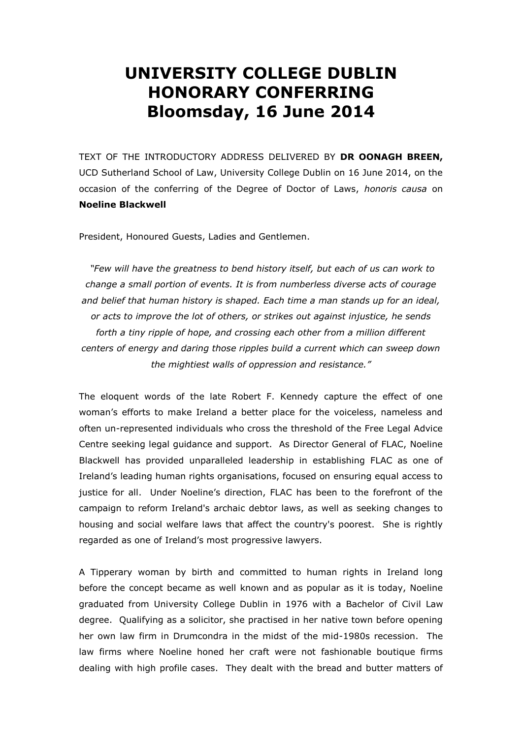# UNIVERSITY COLLEGE DUBLIN HONORARY CONFERRING Bloomsday, 16 June 2014

TEXT OF THE INTRODUCTORY ADDRESS DELIVERED BY **DR OONAGH BREEN,** UCD Sutherland School of Law, University College Dublin on 16 June 2014, on the occasion of the conferring of the Degree of Doctor of Laws, *honoris causa* on **Noeline Blackwell**

President, Honoured Guests, Ladies and Gentlemen.

*"Few will have the greatness to bend history itself, but each of us can work to change a small portion of events. It is from numberless diverse acts of courage and belief that human history is shaped. Each time a man stands up for an ideal, or acts to improve the lot of others, or strikes out against injustice, he sends forth a tiny ripple of hope, and crossing each other from a million different centers of energy and daring those ripples build a current which can sweep down the mightiest walls of oppression and resistance."*

The eloquent words of the late Robert F. Kennedy capture the effect of one woman's efforts to make Ireland a better place for the voiceless, nameless and often un-represented individuals who cross the threshold of the Free Legal Advice Centre seeking legal guidance and support. As Director General of FLAC, Noeline Blackwell has provided unparalleled leadership in establishing FLAC as one of Ireland's leading human rights organisations, focused on ensuring equal access to justice for all. Under Noeline's direction, FLAC has been to the forefront of the campaign to reform Ireland's archaic debtor laws, as well as seeking changes to housing and social welfare laws that affect the country's poorest. She is rightly regarded as one of Ireland's most progressive lawyers.

A Tipperary woman by birth and committed to human rights in Ireland long before the concept became as well known and as popular as it is today, Noeline graduated from University College Dublin in 1976 with a Bachelor of Civil Law degree. Qualifying as a solicitor, she practised in her native town before opening her own law firm in Drumcondra in the midst of the mid-1980s recession. The law firms where Noeline honed her craft were not fashionable boutique firms dealing with high profile cases. They dealt with the bread and butter matters of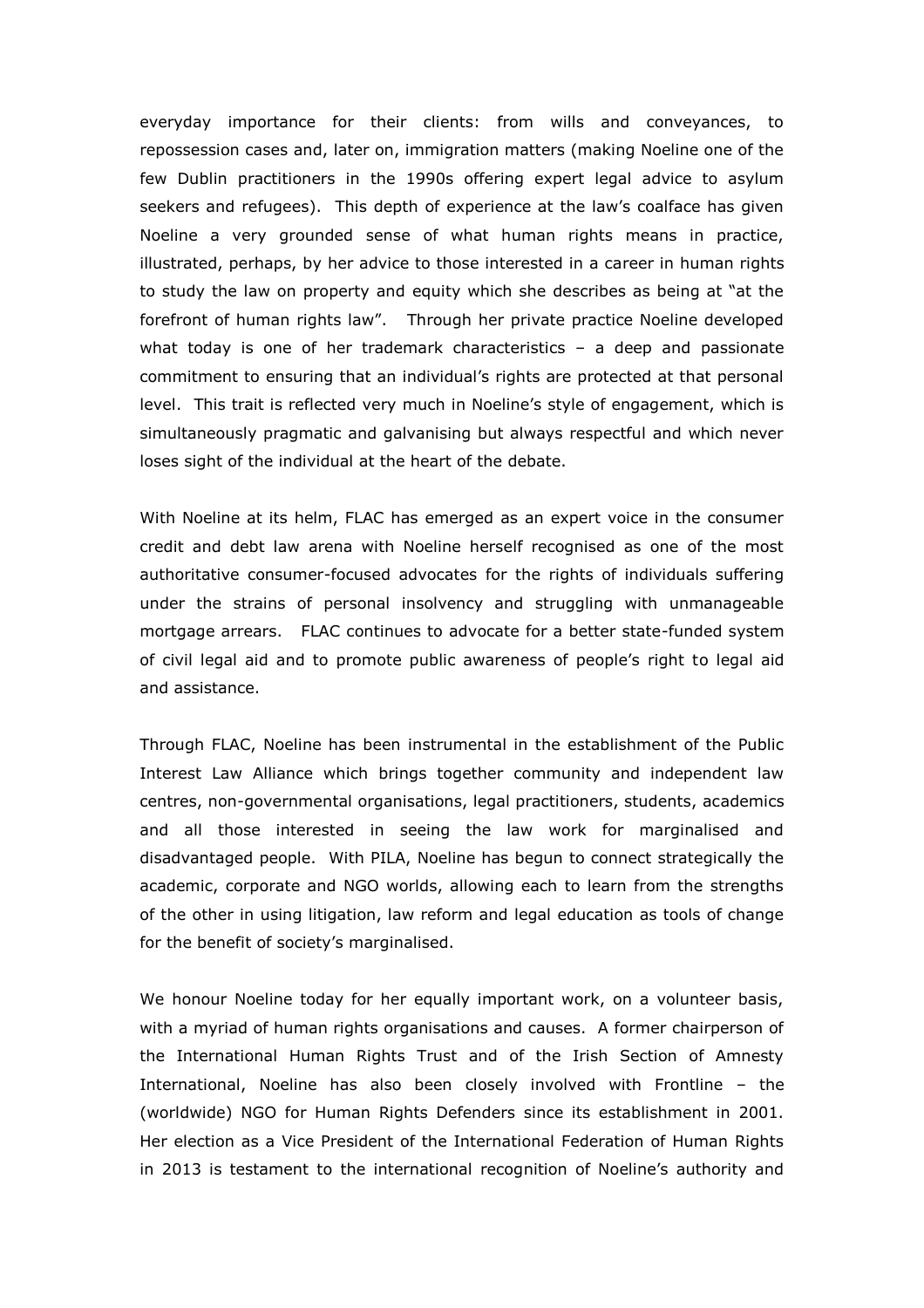everyday importance for their clients: from wills and conveyances, to repossession cases and, later on, immigration matters (making Noeline one of the few Dublin practitioners in the 1990s offering expert legal advice to asylum seekers and refugees). This depth of experience at the law's coalface has given Noeline a very grounded sense of what human rights means in practice, illustrated, perhaps, by her advice to those interested in a career in human rights to study the law on property and equity which she describes as being at "at the forefront of human rights law". Through her private practice Noeline developed what today is one of her trademark characteristics – a deep and passionate commitment to ensuring that an individual's rights are protected at that personal level. This trait is reflected very much in Noeline's style of engagement, which is simultaneously pragmatic and galvanising but always respectful and which never loses sight of the individual at the heart of the debate.

With Noeline at its helm, FLAC has emerged as an expert voice in the consumer credit and debt law arena with Noeline herself recognised as one of the most authoritative consumer-focused advocates for the rights of individuals suffering under the strains of personal insolvency and struggling with unmanageable mortgage arrears. FLAC continues to advocate for a better state-funded system of civil legal aid and to promote public awareness of people's right to legal aid and assistance.

Through FLAC, Noeline has been instrumental in the establishment of the Public Interest Law Alliance which brings together community and independent law centres, non-governmental organisations, legal practitioners, students, academics and all those interested in seeing the law work for marginalised and disadvantaged people. With PILA, Noeline has begun to connect strategically the academic, corporate and NGO worlds, allowing each to learn from the strengths of the other in using litigation, law reform and legal education as tools of change for the benefit of society's marginalised.

We honour Noeline today for her equally important work, on a volunteer basis, with a myriad of human rights organisations and causes. A former chairperson of the International Human Rights Trust and of the Irish Section of Amnesty International, Noeline has also been closely involved with Frontline – the (worldwide) NGO for Human Rights Defenders since its establishment in 2001. Her election as a Vice President of the International Federation of Human Rights in 2013 is testament to the international recognition of Noeline's authority and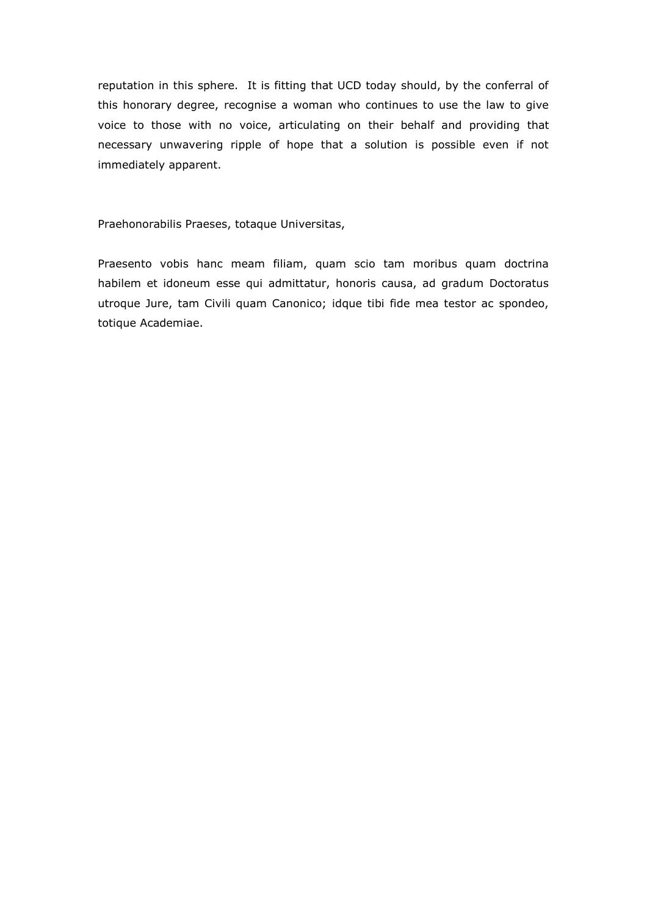reputation in this sphere. It is fitting that UCD today should, by the conferral of this honorary degree, recognise a woman who continues to use the law to give voice to those with no voice, articulating on their behalf and providing that necessary unwavering ripple of hope that a solution is possible even if not immediately apparent.

Praehonorabilis Praeses, totaque Universitas,

Praesento vobis hanc meam filiam, quam scio tam moribus quam doctrina habilem et idoneum esse qui admittatur, honoris causa, ad gradum Doctoratus utroque Jure, tam Civili quam Canonico; idque tibi fide mea testor ac spondeo, totique Academiae.